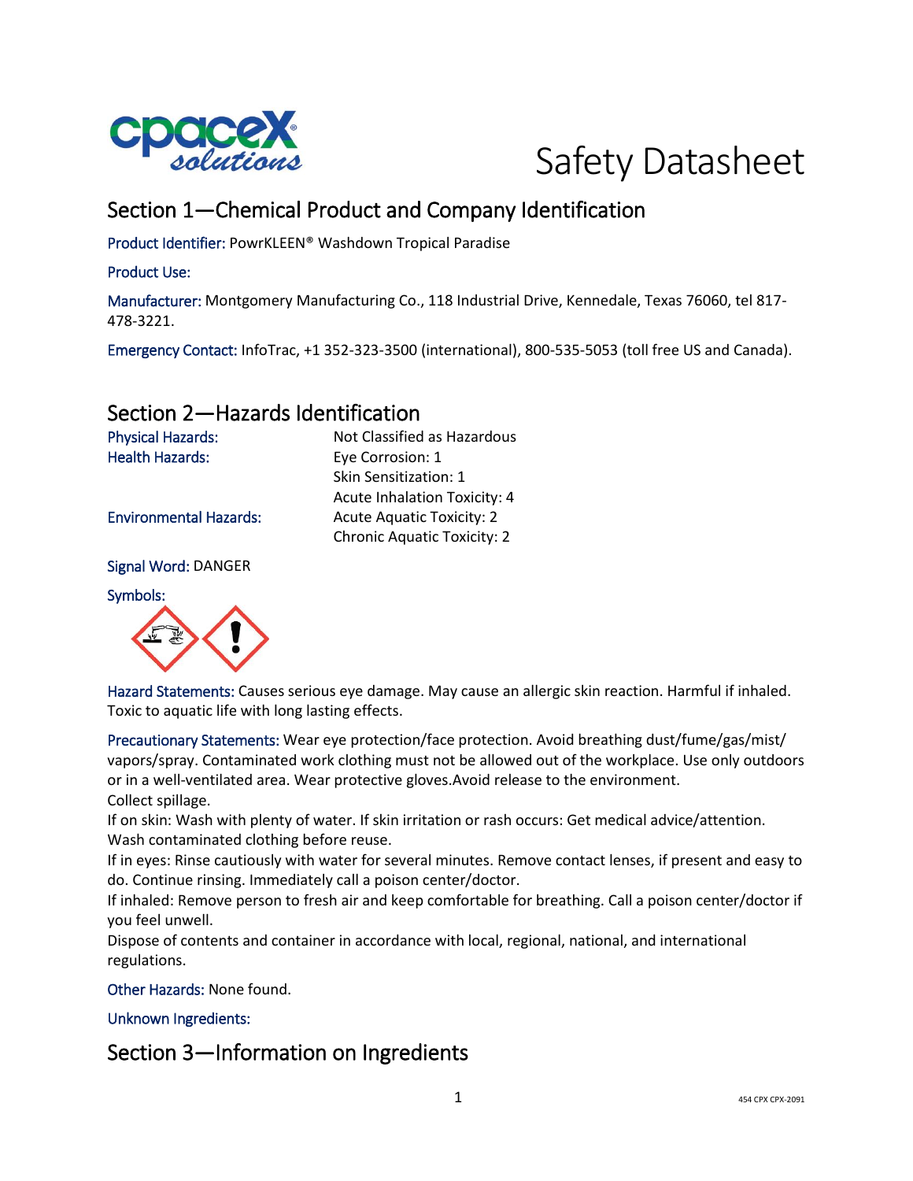# Safety Datasheet

## Section 1—Chemical Product and Company Identification

**Product Identifier:** PowrKLEEN® Washdown Tropical Paradise

**Product Use:**

**Manufacturer:** Montgomery Manufacturing Co., 118 Industrial Drive, Kennedale, Texas 76060, tel 817-478-3221.

**Emergency Contact:** InfoTrac, +1 352-323-3500 (international), 800-535-5053 (toll free US and Canada).

## Section 2—Hazards Identification

| | |
|---|---|
| **Physical Hazards:** | Not Classified as Hazardous |
| **Health Hazards:** | Eye Corrosion: 1 |
| | Skin Sensitization: 1 |
| | Acute Inhalation Toxicity: 4 |
| **Environmental Hazards:** | Acute Aquatic Toxicity: 2 |
| | Chronic Aquatic Toxicity: 2 |

**Signal Word:** DANGER

**Symbols:**

**Hazard Statements:** Causes serious eye damage. May cause an allergic skin reaction. Harmful if inhaled. Toxic to aquatic life with long lasting effects.

**Precautionary Statements:** Wear eye protection/face protection. Avoid breathing dust/fume/gas/mist/vapors/spray. Contaminated work clothing must not be allowed out of the workplace. Use only outdoors or in a well-ventilated area. Wear protective gloves.Avoid release to the environment.
Collect spillage.
If on skin: Wash with plenty of water. If skin irritation or rash occurs: Get medical advice/attention. Wash contaminated clothing before reuse.
If in eyes: Rinse cautiously with water for several minutes. Remove contact lenses, if present and easy to do. Continue rinsing. Immediately call a poison center/doctor.
If inhaled: Remove person to fresh air and keep comfortable for breathing. Call a poison center/doctor if you feel unwell.
Dispose of contents and container in accordance with local, regional, national, and international regulations.

**Other Hazards:** None found.

**Unknown Ingredients:**

## Section 3—Information on Ingredients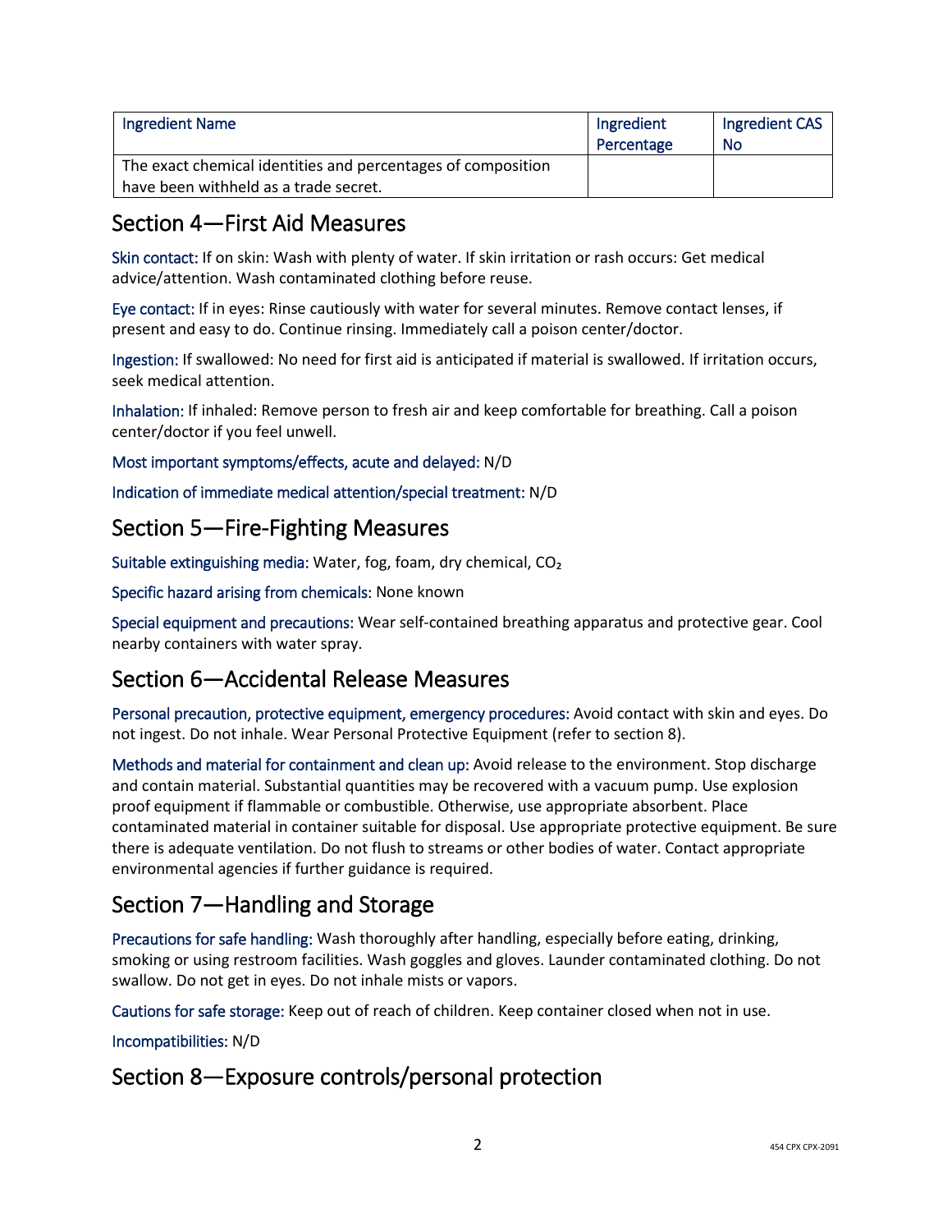| Ingredient Name | Ingredient Percentage | Ingredient CAS No |
|---|---|---|
| The exact chemical identities and percentages of composition have been withheld as a trade secret. | | |

## Section 4—First Aid Measures

Skin contact: If on skin: Wash with plenty of water. If skin irritation or rash occurs: Get medical advice/attention. Wash contaminated clothing before reuse.

Eye contact: If in eyes: Rinse cautiously with water for several minutes. Remove contact lenses, if present and easy to do. Continue rinsing. Immediately call a poison center/doctor.

Ingestion: If swallowed: No need for first aid is anticipated if material is swallowed. If irritation occurs, seek medical attention.

Inhalation: If inhaled: Remove person to fresh air and keep comfortable for breathing. Call a poison center/doctor if you feel unwell.

Most important symptoms/effects, acute and delayed: N/D

Indication of immediate medical attention/special treatment: N/D

## Section 5—Fire-Fighting Measures

Suitable extinguishing media: Water, fog, foam, dry chemical, $CO_2$

Specific hazard arising from chemicals: None known

Special equipment and precautions: Wear self-contained breathing apparatus and protective gear. Cool nearby containers with water spray.

## Section 6—Accidental Release Measures

Personal precaution, protective equipment, emergency procedures: Avoid contact with skin and eyes. Do not ingest. Do not inhale. Wear Personal Protective Equipment (refer to section 8).

Methods and material for containment and clean up: Avoid release to the environment. Stop discharge and contain material. Substantial quantities may be recovered with a vacuum pump. Use explosion proof equipment if flammable or combustible. Otherwise, use appropriate absorbent. Place contaminated material in container suitable for disposal. Use appropriate protective equipment. Be sure there is adequate ventilation. Do not flush to streams or other bodies of water. Contact appropriate environmental agencies if further guidance is required.

## Section 7—Handling and Storage

Precautions for safe handling: Wash thoroughly after handling, especially before eating, drinking, smoking or using restroom facilities. Wash goggles and gloves. Launder contaminated clothing. Do not swallow. Do not get in eyes. Do not inhale mists or vapors.

Cautions for safe storage: Keep out of reach of children. Keep container closed when not in use.

Incompatibilities: N/D

## Section 8—Exposure controls/personal protection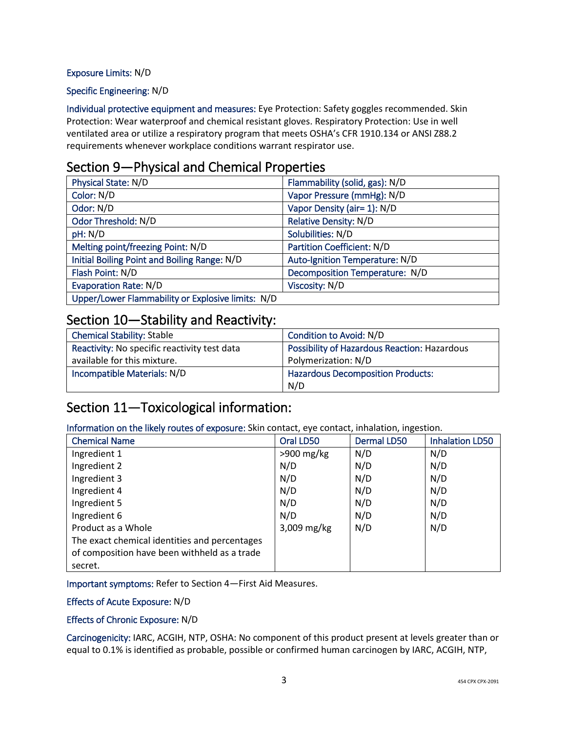Exposure Limits: N/D

Specific Engineering: N/D

Individual protective equipment and measures: Eye Protection: Safety goggles recommended. Skin Protection: Wear waterproof and chemical resistant gloves. Respiratory Protection: Use in well ventilated area or utilize a respiratory program that meets OSHA's CFR 1910.134 or ANSI Z88.2 requirements whenever workplace conditions warrant respirator use.

## Section 9—Physical and Chemical Properties

| | |
|---|---|
| Physical State: N/D | Flammability (solid, gas): N/D |
| Color: N/D | Vapor Pressure (mmHg): N/D |
| Odor: N/D | Vapor Density (air= 1): N/D |
| Odor Threshold: N/D | Relative Density: N/D |
| pH: N/D | Solubilities: N/D |
| Melting point/freezing Point: N/D | Partition Coefficient: N/D |
| Initial Boiling Point and Boiling Range: N/D | Auto-Ignition Temperature: N/D |
| Flash Point: N/D | Decomposition Temperature: N/D |
| Evaporation Rate: N/D | Viscosity: N/D |
| Upper/Lower Flammability or Explosive limits: N/D | |

## Section 10—Stability and Reactivity:

| | |
|---|---|
| Chemical Stability: Stable | Condition to Avoid: N/D |
| Reactivity: No specific reactivity test data available for this mixture. | Possibility of Hazardous Reaction: Hazardous Polymerization: N/D |
| Incompatible Materials: N/D | Hazardous Decomposition Products: N/D |

## Section 11—Toxicological information:

Information on the likely routes of exposure: Skin contact, eye contact, inhalation, ingestion.

| Chemical Name | Oral LD50 | Dermal LD50 | Inhalation LD50 |
|---|---|---|---|
| Ingredient 1 | >900 mg/kg | N/D | N/D |
| Ingredient 2 | N/D | N/D | N/D |
| Ingredient 3 | N/D | N/D | N/D |
| Ingredient 4 | N/D | N/D | N/D |
| Ingredient 5 | N/D | N/D | N/D |
| Ingredient 6 | N/D | N/D | N/D |
| Product as a Whole | 3,009 mg/kg | N/D | N/D |
| The exact chemical identities and percentages of composition have been withheld as a trade secret. | | | |

Important symptoms: Refer to Section 4—First Aid Measures.

Effects of Acute Exposure: N/D

Effects of Chronic Exposure: N/D

Carcinogenicity: IARC, ACGIH, NTP, OSHA: No component of this product present at levels greater than or equal to 0.1% is identified as probable, possible or confirmed human carcinogen by IARC, ACGIH, NTP,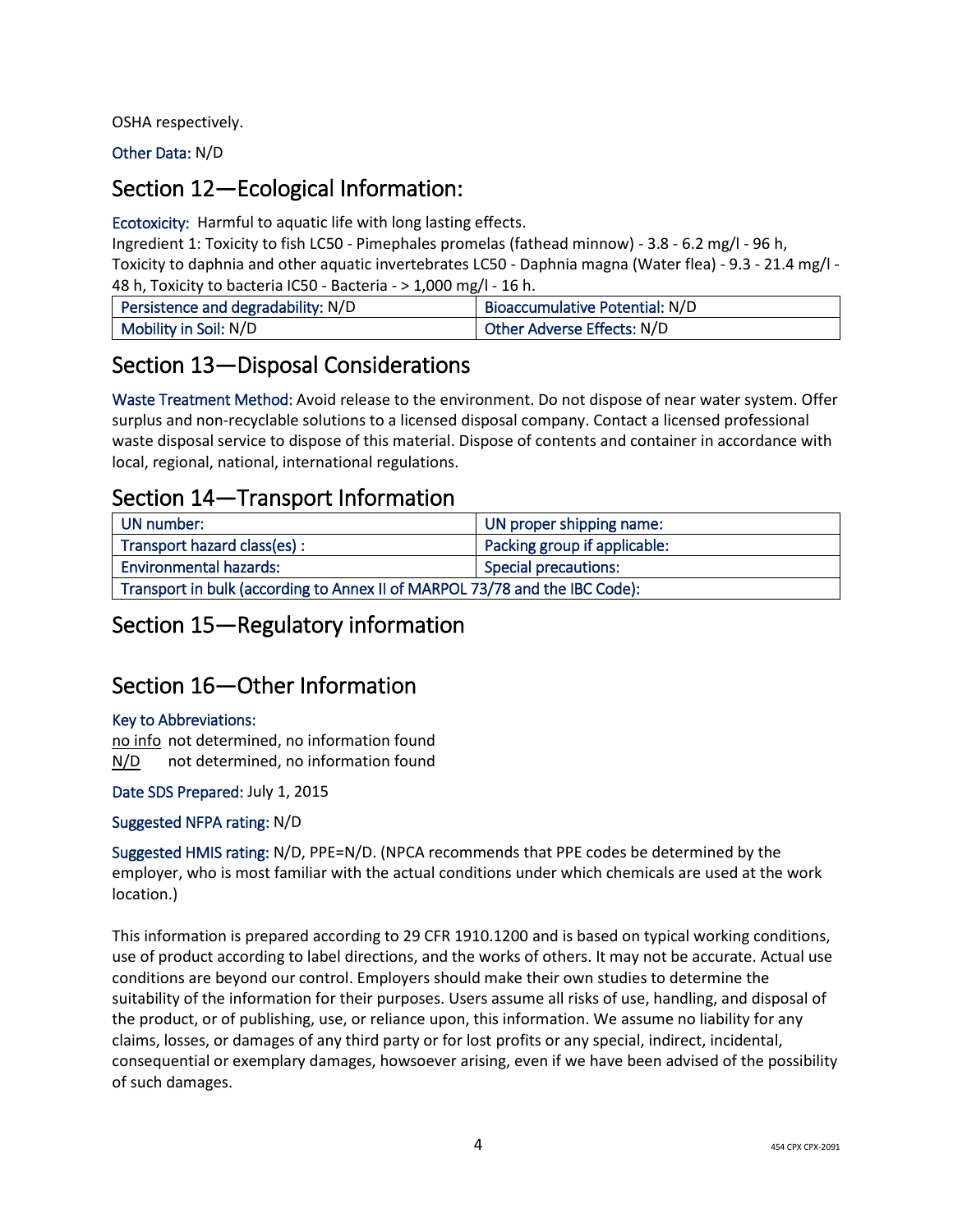OSHA respectively.

Other Data: N/D

## Section 12—Ecological Information:

Ecotoxicity: Harmful to aquatic life with long lasting effects.
Ingredient 1: Toxicity to fish LC50 - Pimephales promelas (fathead minnow) - 3.8 - 6.2 mg/l - 96 h, Toxicity to daphnia and other aquatic invertebrates LC50 - Daphnia magna (Water flea) - 9.3 - 21.4 mg/l - 48 h, Toxicity to bacteria IC50 - Bacteria - > 1,000 mg/l - 16 h.

| | |
|---|---|
| Persistence and degradability: N/D | Bioaccumulative Potential: N/D |
| Mobility in Soil: N/D | Other Adverse Effects: N/D |

## Section 13—Disposal Considerations

Waste Treatment Method: Avoid release to the environment. Do not dispose of near water system. Offer surplus and non-recyclable solutions to a licensed disposal company. Contact a licensed professional waste disposal service to dispose of this material. Dispose of contents and container in accordance with local, regional, national, international regulations.

## Section 14—Transport Information

| | |
|---|---|
| UN number: | UN proper shipping name: |
| Transport hazard class(es) : | Packing group if applicable: |
| Environmental hazards: | Special precautions: |
| Transport in bulk (according to Annex II of MARPOL 73/78 and the IBC Code): | |

## Section 15—Regulatory information

## Section 16—Other Information

Key to Abbreviations:
no info not determined, no information found
N/D not determined, no information found

Date SDS Prepared: July 1, 2015

Suggested NFPA rating: N/D

Suggested HMIS rating: N/D, PPE=N/D. (NPCA recommends that PPE codes be determined by the employer, who is most familiar with the actual conditions under which chemicals are used at the work location.)

This information is prepared according to 29 CFR 1910.1200 and is based on typical working conditions, use of product according to label directions, and the works of others. It may not be accurate. Actual use conditions are beyond our control. Employers should make their own studies to determine the suitability of the information for their purposes. Users assume all risks of use, handling, and disposal of the product, or of publishing, use, or reliance upon, this information. We assume no liability for any claims, losses, or damages of any third party or for lost profits or any special, indirect, incidental, consequential or exemplary damages, howsoever arising, even if we have been advised of the possibility of such damages.

454 CPX CPX-2091